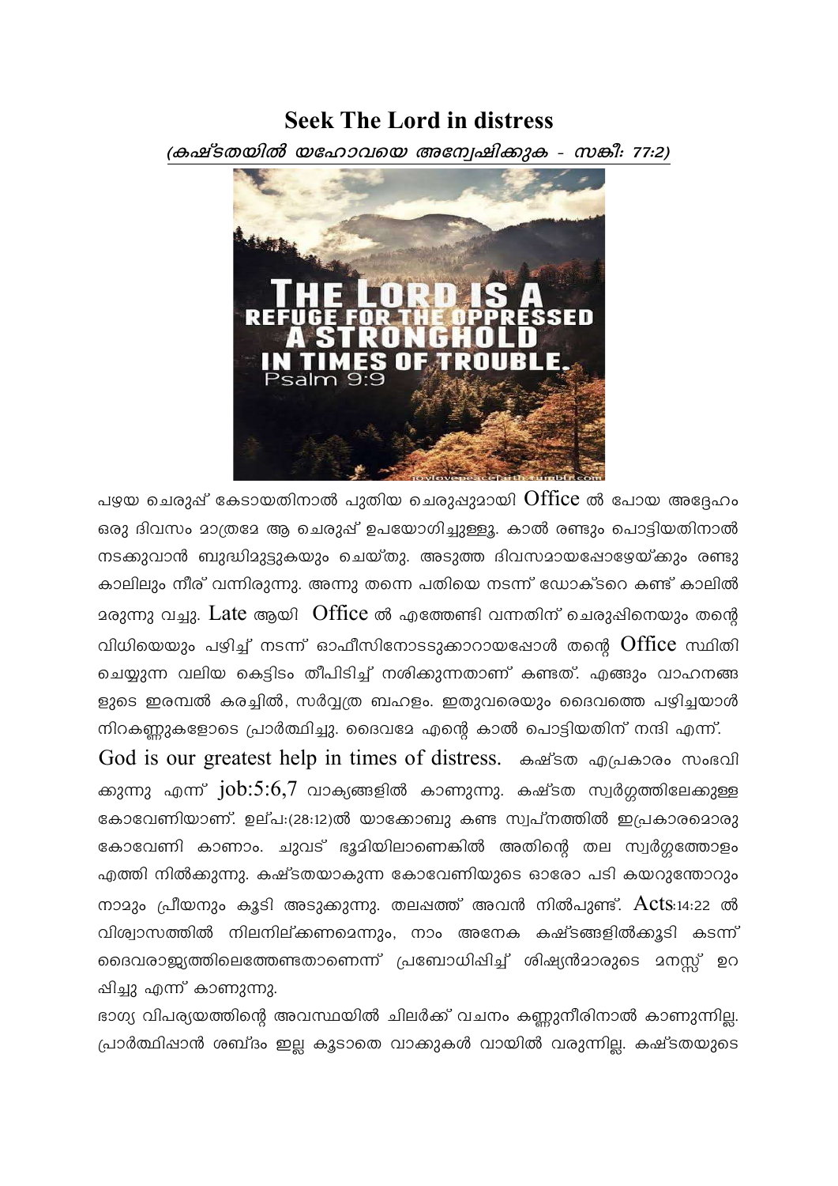# Seek The Lord in distress

*(കഷ്ടതയിൽ യഹോവയെ അന്വേഷിക്കുക - സങ്കീ: 77:2)*

പഴയ ചെരുപ്പ് കേടായതിനാൽ പുതിയ ചെരുപ്പുമായി Office ൽ പോയ അദ്ദേഹം ഒരു ദിവസം മാത്രമേ ആ ചെരുപ്പ് ഉപയോഗിച്ചുള്ളൂ. കാൽ രണ്ടും പൊട്ടിയതിനാൽ നടക്കുവാൻ ബുദ്ധിമുട്ടുകയും ചെയ്തു. അടുത്ത ദിവസമായപ്പോഴേയ്ക്കും രണ്ടു കാലിലും നീര് വന്നിരുന്നു. അന്നു തന്നെ പതിയെ നടന്ന് ഡോക്ടറെ കണ്ട് കാലിൽ മരുന്നു വച്ചു. Late ആയി Office ൽ എത്തേണ്ടി വന്നതിന് ചെരുപ്പിനെയും തന്റെ വിധിയെയും പഴിച്ച് നടന്ന് ഓഫീസിനോടടുക്കാറായപ്പോൾ തന്റെ Office സ്ഥിതി ചെയ്യുന്ന വലിയ കെട്ടിടം തീപിടിച്ച് നശിക്കുന്നതാണ് കണ്ടത്. എങ്ങും വാഹനങ്ങളുടെ ഇരമ്പൽ കരച്ചിൽ, സർവ്വത്ര ബഹളം. ഇതുവരെയും ദൈവത്തെ പഴിച്ചയാൾ നിറകണ്ണുകളോടെ പ്രാർത്ഥിച്ചു. ദൈവമേ എന്റെ കാൽ പൊട്ടിയതിന് നന്ദി എന്ന്.

God is our greatest help in times of distress. കഷ്ടത എപ്രകാരം സംഭവിക്കുന്നു എന്ന് job:5:6,7 വാക്യങ്ങളിൽ കാണുന്നു. കഷ്ടത സ്വർഗ്ഗത്തിലേക്കുള്ള കോവേണിയാണ്. ഉല്പ:(28:12)ൽ യാക്കോബു കണ്ട സ്വപ്നത്തിൽ ഇപ്രകാരമൊരു കോവേണി കാണാം. ചുവട് ഭൂമിയിലാണെങ്കിൽ അതിന്റെ തല സ്വർഗ്ഗത്തോളം എത്തി നിൽക്കുന്നു. കഷ്ടതയാകുന്ന കോവേണിയുടെ ഓരോ പടി കയറുന്തോറും നാമും പ്രീയനും കൂടി അടുക്കുന്നു. തലപ്പത്ത് അവൻ നിൽപുണ്ട്. Acts:14:22 ൽ വിശ്വാസത്തിൽ നിലനില്ക്കണമെന്നും, നാം അനേക കഷ്ടങ്ങളിൽക്കൂടി കടന്ന് ദൈവരാജ്യത്തിലെത്തേണ്ടതാണെന്ന് പ്രബോധിപ്പിച്ച് ശിഷ്യൻമാരുടെ മനസ്സ് ഉറപ്പിച്ചു എന്ന് കാണുന്നു.

ഭാഗ്യ വിപര്യയത്തിന്റെ അവസ്ഥയിൽ ചിലർക്ക് വചനം കണ്ണുനീരിനാൽ കാണുന്നില്ല. പ്രാർത്ഥിപ്പാൻ ശബ്ദം ഇല്ല കൂടാതെ വാക്കുകൾ വായിൽ വരുന്നില്ല. കഷ്ടതയുടെ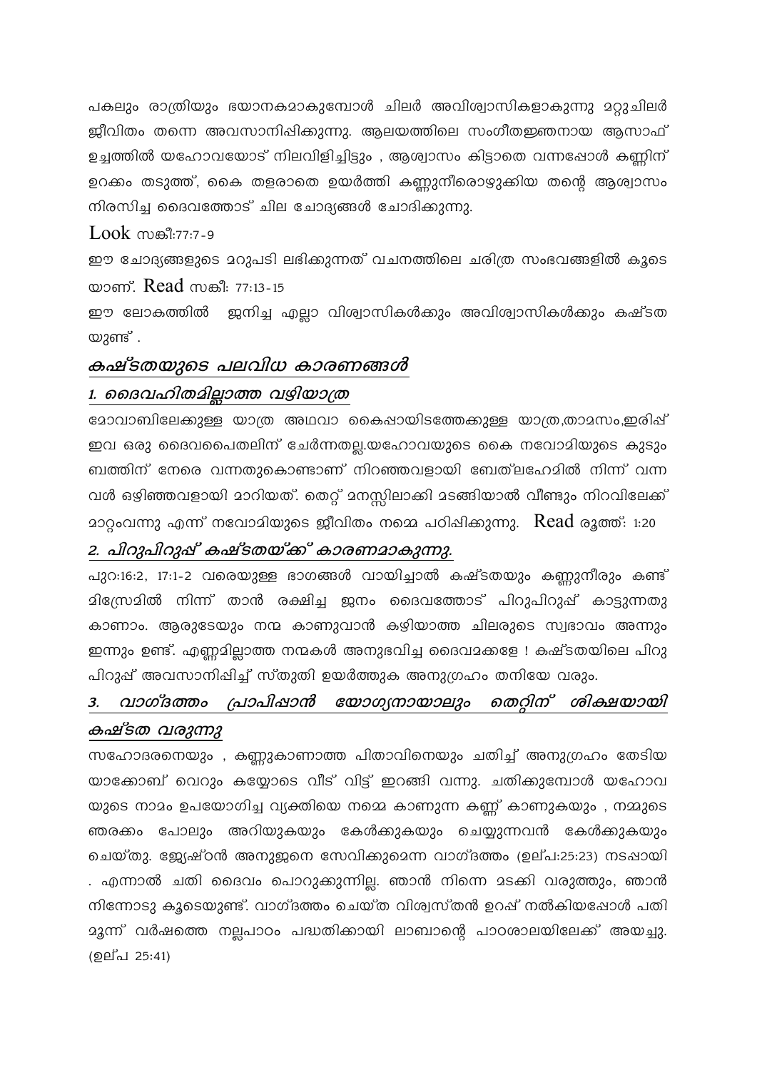പകലും രാത്രിയും ഭയാനകമാകുമ്പോൾ ചിലർ അവിശ്വാസികളാകുന്നു മറ്റുചിലർ ജീവിതം തന്നെ അവസാനിപ്പിക്കുന്നു. ആലയത്തിലെ സംഗീതജ്ഞനായ ആസാഫ് ഉച്ചത്തിൽ യഹോവയോട് നിലവിളിച്ചിട്ടും , ആശ്വാസം കിട്ടാതെ വന്നപ്പോൾ കണ്ണിന് ഉറക്കം തടുത്ത്, കൈ തളരാതെ ഉയർത്തി കണ്ണുനീരൊഴുക്കിയ തന്റെ ആശ്വാസം നിരസിച്ച ദൈവത്തോട് ചില ചോദ്യങ്ങൾ ചോദിക്കുന്നു.

Look സങ്കീ:77:7-9

ഈ ചോദ്യങ്ങളുടെ മറുപടി ലഭിക്കുന്നത് വചനത്തിലെ ചരിത്ര സംഭവങ്ങളിൽ കൂടെയാണ്. Read സങ്കീ: 77:13-15

ഈ ലോകത്തിൽ ജനിച്ച എല്ലാ വിശ്വാസികൾക്കും അവിശ്വാസികൾക്കും കഷ്ടതയുണ്ട് .

## ***കഷ്ടതയുടെ പലവിധ കാരണങ്ങൾ***

### ***1. ദൈവഹിതമില്ലാത്ത വഴിയാത്ര***

മോവാബിലേക്കുള്ള യാത്ര അഥവാ കൈപ്പായിടത്തേക്കുള്ള യാത്ര,താമസം,ഇരിപ്പ് ഇവ ഒരു ദൈവപൈതലിന് ചേർന്നതല്ല.യഹോവയുടെ കൈ നവോമിയുടെ കുടുംബത്തിന് നേരെ വന്നതുകൊണ്ടാണ് നിറഞ്ഞവളായി ബേത്ലഹേമിൽ നിന്ന് വന്നവൾ ഒഴിഞ്ഞവളായി മാറിയത്. തെറ്റ് മനസ്സിലാക്കി മടങ്ങിയാൽ വീണ്ടും നിറവിലേക്ക് മാറ്റംവന്നു എന്ന് നവോമിയുടെ ജീവിതം നമ്മെ പഠിപ്പിക്കുന്നു. Read രൂത്ത്: 1:20

### ***2. പിറുപിറുപ്പ് കഷ്ടതയ്ക്ക് കാരണമാകുന്നു.***

പുറ:16:2, 17:1-2 വരെയുള്ള ഭാഗങ്ങൾ വായിച്ചാൽ കഷ്ടതയും കണ്ണുനീരും കണ്ട് മിസ്രേമിൽ നിന്ന് താൻ രക്ഷിച്ച ജനം ദൈവത്തോട് പിറുപിറുപ്പ് കാട്ടുന്നതു കാണാം. ആരുടേയും നന്മ കാണുവാൻ കഴിയാത്ത ചിലരുടെ സ്വഭാവം അന്നും ഇന്നും ഉണ്ട്. എണ്ണമില്ലാത്ത നന്മകൾ അനുഭവിച്ച ദൈവമക്കളേ ! കഷ്ടതയിലെ പിറുപിറുപ്പ് അവസാനിപ്പിച്ച് സ്തുതി ഉയർത്തുക അനുഗ്രഹം തനിയേ വരും.

### ***3. വാഗ്ദത്തം പ്രാപിപ്പാൻ യോഗ്യനായാലും തെറ്റിന് ശിക്ഷയായി കഷ്ടത വരുന്നു***

സഹോദരനെയും , കണ്ണുകാണാത്ത പിതാവിനെയും ചതിച്ച് അനുഗ്രഹം തേടിയ യാക്കോബ് വെറും കയ്യോടെ വീട് വിട്ട് ഇറങ്ങി വന്നു. ചതിക്കുമ്പോൾ യഹോവയുടെ നാമം ഉപയോഗിച്ച വ്യക്തിയെ നമ്മെ കാണുന്ന കണ്ണ് കാണുകയും , നമ്മുടെ ഞരക്കം പോലും അറിയുകയും കേൾക്കുകയും ചെയ്യുന്നവൻ കേൾക്കുകയും ചെയ്തു. ജ്യേഷ്ഠൻ അനുജനെ സേവിക്കുമെന്ന വാഗ്ദത്തം (ഉല്പ:25:23) നടപ്പായി . എന്നാൽ ചതി ദൈവം പൊറുക്കുന്നില്ല. ഞാൻ നിന്നെ മടക്കി വരുത്തും, ഞാൻ നിന്നോടു കൂടെയുണ്ട്. വാഗ്ദത്തം ചെയ്ത വിശ്വസ്തൻ ഉറപ്പ് നൽകിയപ്പോൾ പതിമൂന്ന് വർഷത്തെ നല്ലപാഠം പഠിക്കായി ലാബാന്റെ പാഠശാലയിലേക്ക് അയച്ചു. (ഉല്പ 25:41)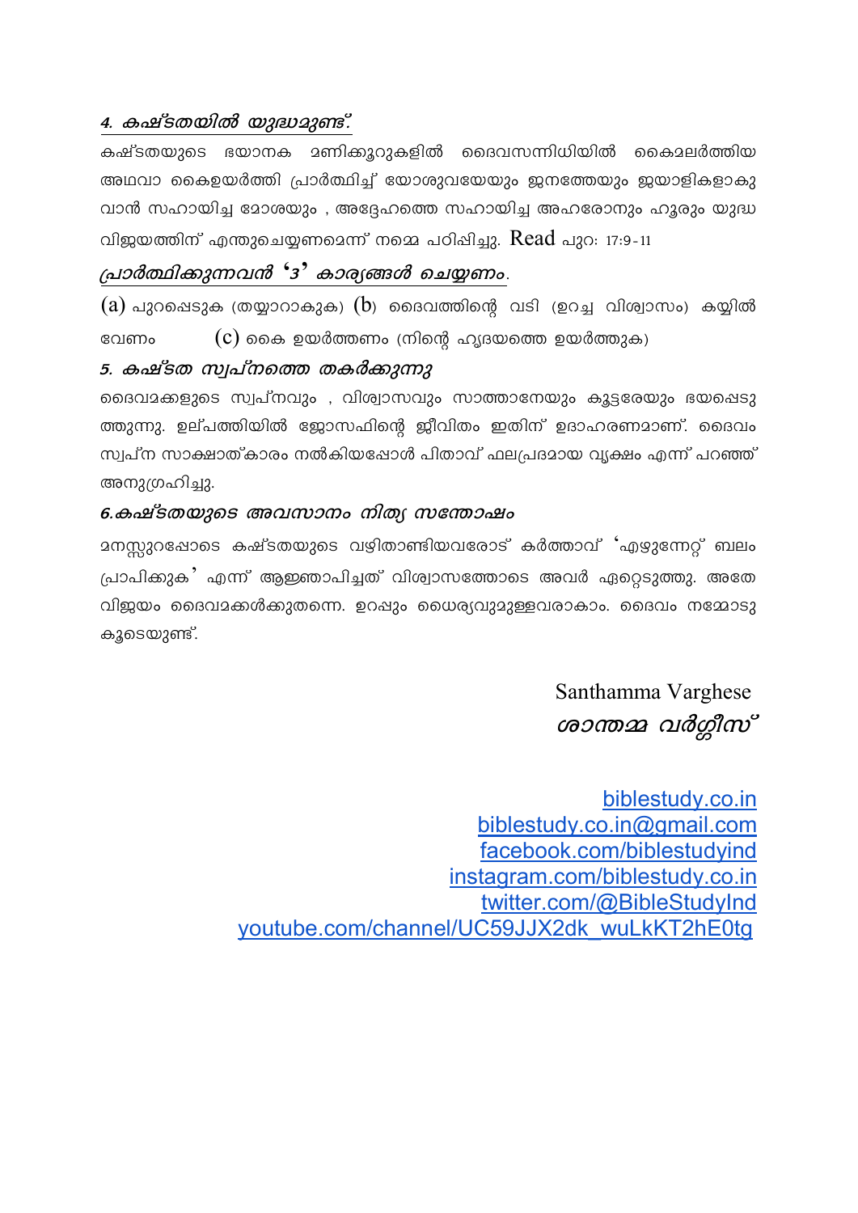### *4. കഷ്ടതയിൽ യുദ്ധമുണ്ട്.*

കഷ്ടതയുടെ ഭയാനക മണിക്കൂറുകളിൽ ദൈവസന്നിധിയിൽ കൈമലർത്തിയ അഥവാ കൈഉയർത്തി പ്രാർത്ഥിച്ച് യോശുവയേയും ജനത്തേയും ജയാളികളാകുവാൻ സഹായിച്ച മോശയും , അദ്ദേഹത്തെ സഹായിച്ച അഹരോനും ഹൂരും യുദ്ധ വിജയത്തിന് എന്തുചെയ്യണമെന്ന് നമ്മെ പഠിപ്പിച്ചു. Read പുറ: 17:9-11

### *പ്രാർത്ഥിക്കുന്നവൻ '3' കാര്യങ്ങൾ ചെയ്യണം.*

(a) പുറപ്പെടുക (തയ്യാറാകുക) (b) ദൈവത്തിന്റെ വടി (ഉറച്ച വിശ്വാസം) കയ്യിൽ വേണം (c) കൈ ഉയർത്തണം (നിന്റെ ഹൃദയത്തെ ഉയർത്തുക)

### *5. കഷ്ടത സ്വപ്നത്തെ തകർക്കുന്നു*

ദൈവമക്കളുടെ സ്വപ്നവും , വിശ്വാസവും സാത്താനേയും കൂട്ടരേയും ഭയപ്പെടുത്തുന്നു. ഉല്പത്തിയിൽ ജോസഫിന്റെ ജീവിതം ഇതിന് ഉദാഹരണമാണ്. ദൈവം സ്വപ്ന സാക്ഷാത്കാരം നൽകിയപ്പോൾ പിതാവ് ഫലപ്രദമായ വൃക്ഷം എന്ന് പറഞ്ഞ് അനുഗ്രഹിച്ചു.

### *6.കഷ്ടതയുടെ അവസാനം നിത്യ സന്തോഷം*

മനസ്സുറപ്പോടെ കഷ്ടതയുടെ വഴിതാണ്ടിയവരോട് കർത്താവ് 'എഴുന്നേറ്റ് ബലം പ്രാപിക്കുക' എന്ന് ആജ്ഞാപിച്ചത് വിശ്വാസത്തോടെ അവർ ഏറ്റെടുത്തു. അതേ വിജയം ദൈവമക്കൾക്കുതന്നെ. ഉറപ്പും ധൈര്യവുമുള്ളവരാകാം. ദൈവം നമ്മോടു കൂടെയുണ്ട്.

Santhamma Varghese
*ശാന്തമ്മ വർഗ്ഗീസ്*

biblestudy.co.in
biblestudy.co.in@gmail.com
facebook.com/biblestudyind
instagram.com/biblestudy.co.in
twitter.com/@BibleStudyInd
youtube.com/channel/UC59JJX2dk_wuLkKT2hE0tg